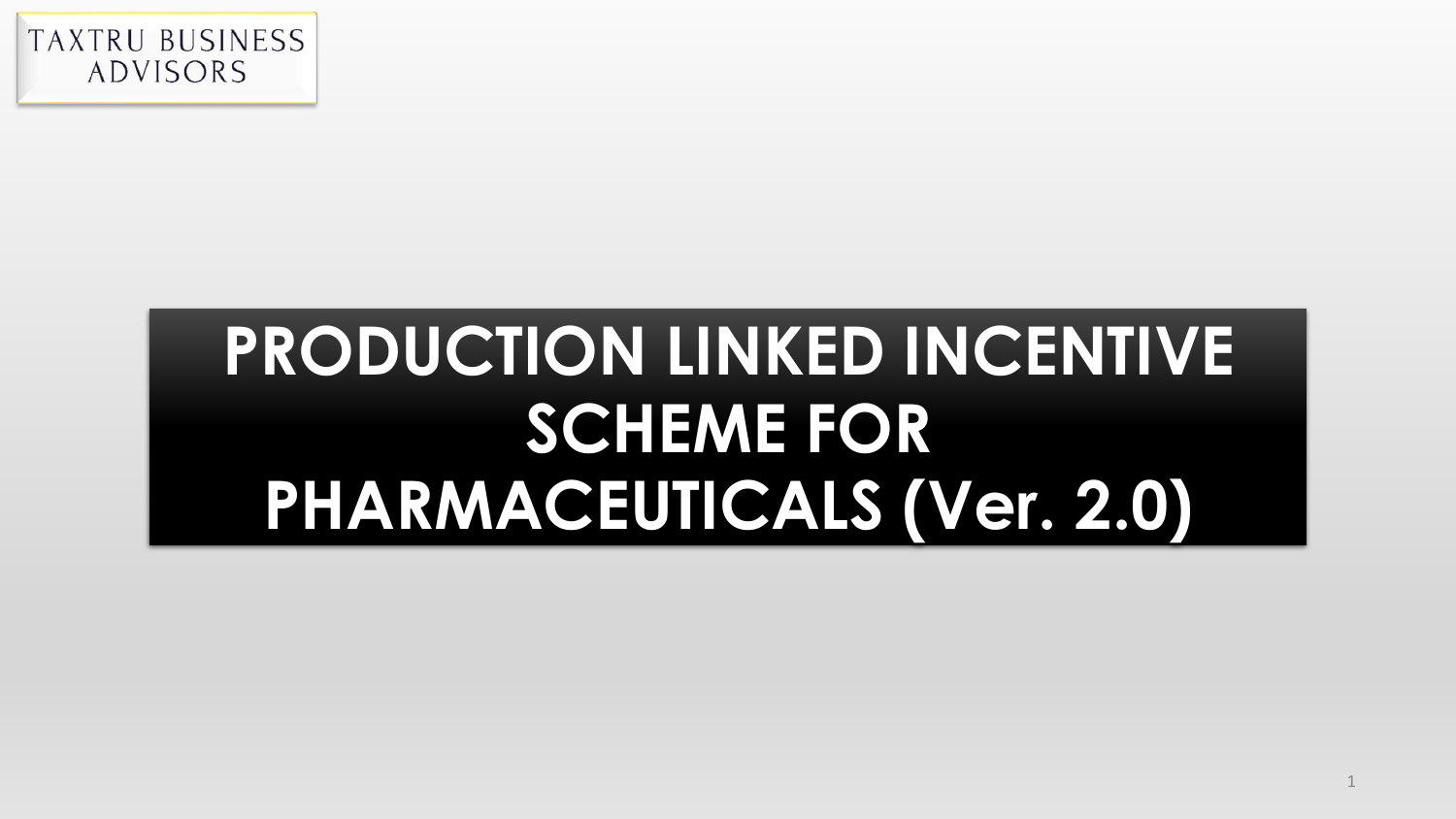TAXTRU BUSINESS ADVISORS

# PRODUCTION LINKED INCENTIVE SCHEME FOR PHARMACEUTICALS (Ver. 2.0)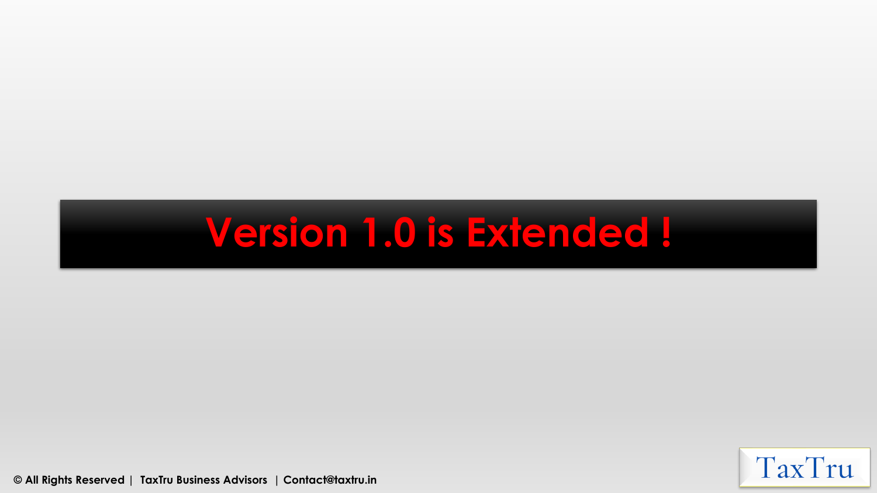# Version 1.0 is Extended !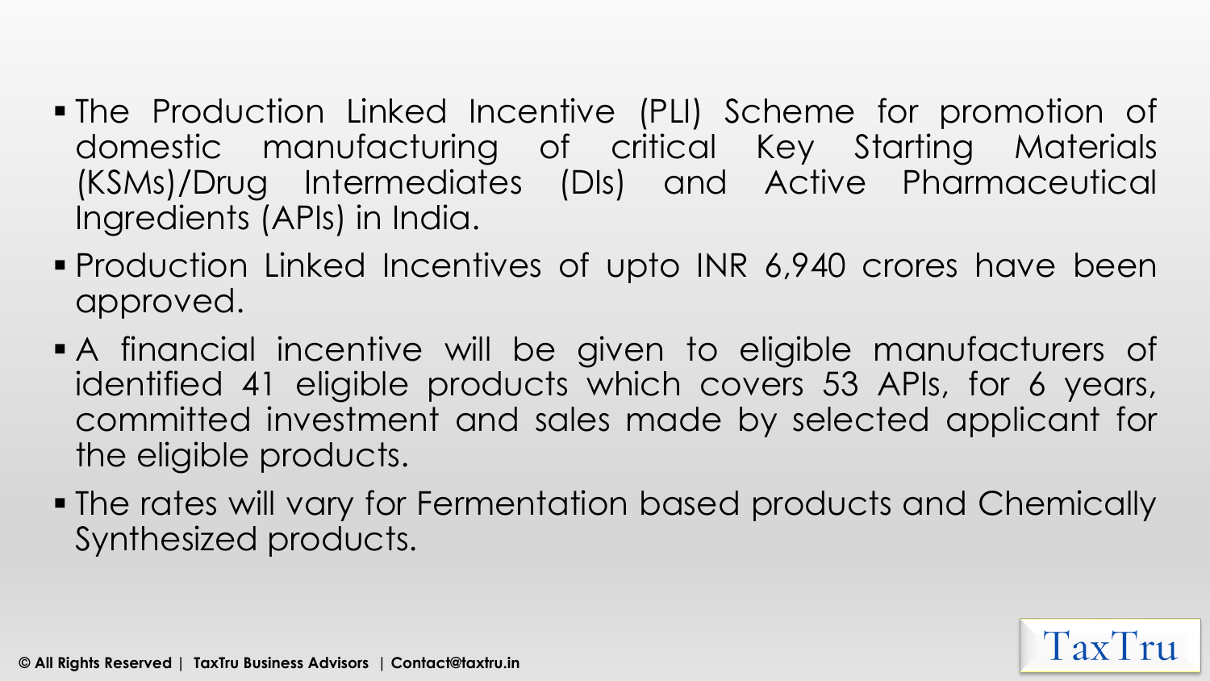- The Production Linked Incentive (PLI) Scheme for promotion of domestic manufacturing of critical Key Starting Materials (KSMs)/Drug Intermediates (DIs) and Active Pharmaceutical Ingredients (APIs) in India.
- Production Linked Incentives of upto INR 6,940 crores have been approved.
- A financial incentive will be given to eligible manufacturers of identified 41 eligible products which covers 53 APIs, for 6 years, committed investment and sales made by selected applicant for the eligible products.
- The rates will vary for Fermentation based products and Chemically Synthesized products.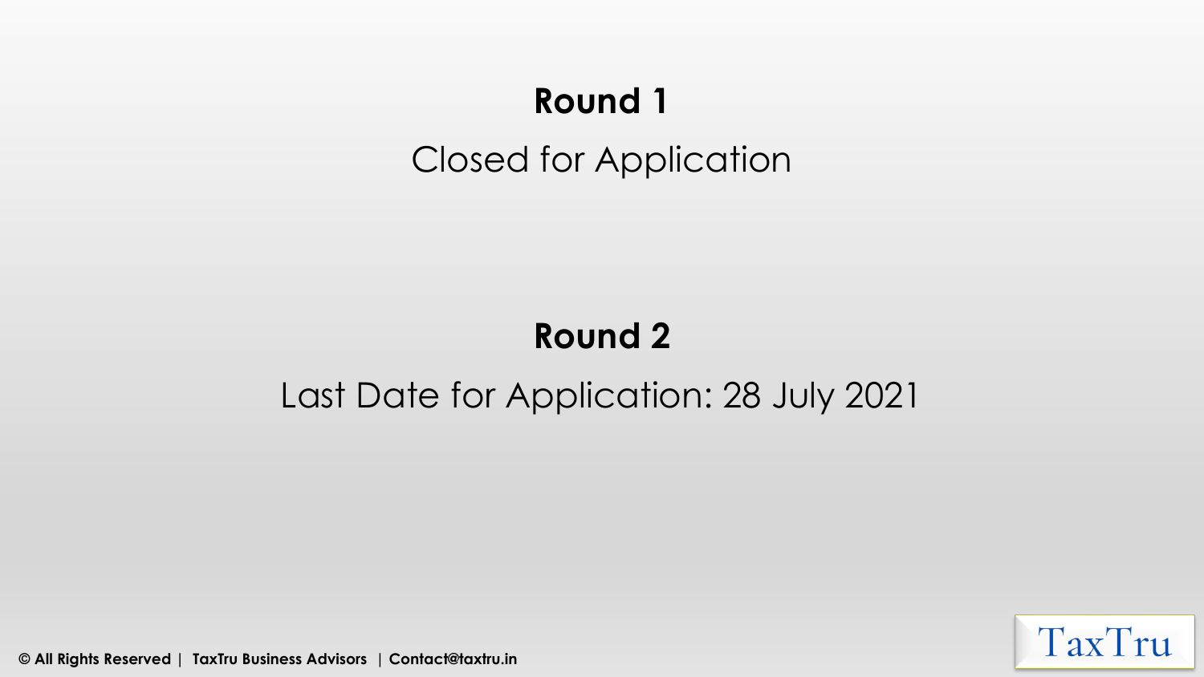**Round 1**

Closed for Application

**Round 2**

Last Date for Application: 28 July 2021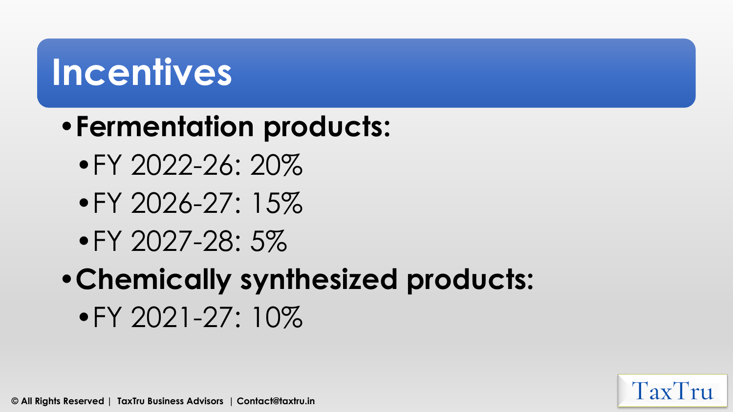# Incentives

- **Fermentation products:**
  - FY 2022-26: 20%
  - FY 2026-27: 15%
  - FY 2027-28: 5%
- **Chemically synthesized products:**
  - FY 2021-27: 10%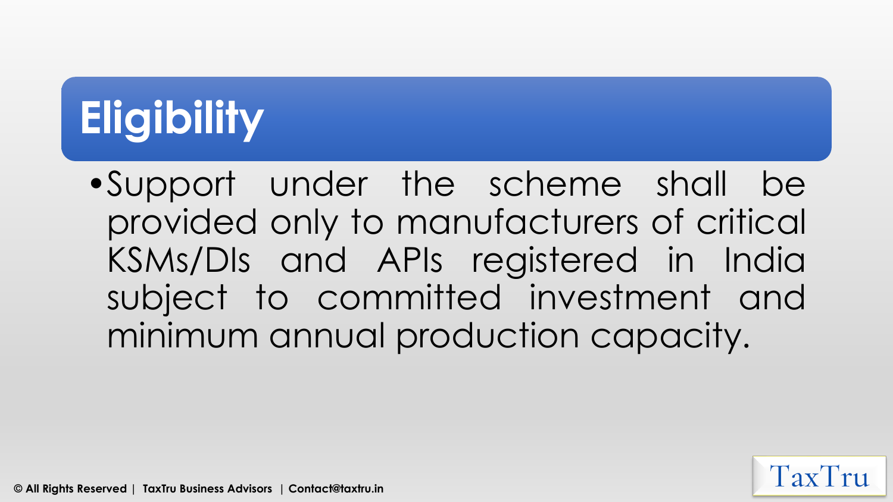# Eligibility

- Support under the scheme shall be provided only to manufacturers of critical KSMs/DIs and APIs registered in India subject to committed investment and minimum annual production capacity.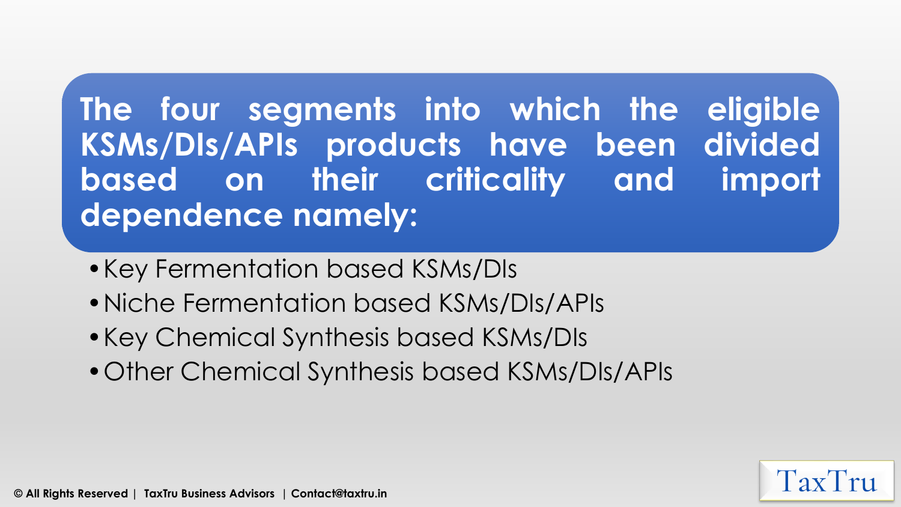## The four segments into which the eligible KSMs/DIs/APIs products have been divided based on their criticality and import dependence namely:

- Key Fermentation based KSMs/DIs
- Niche Fermentation based KSMs/DIs/APIs
- Key Chemical Synthesis based KSMs/DIs
- Other Chemical Synthesis based KSMs/DIs/APIs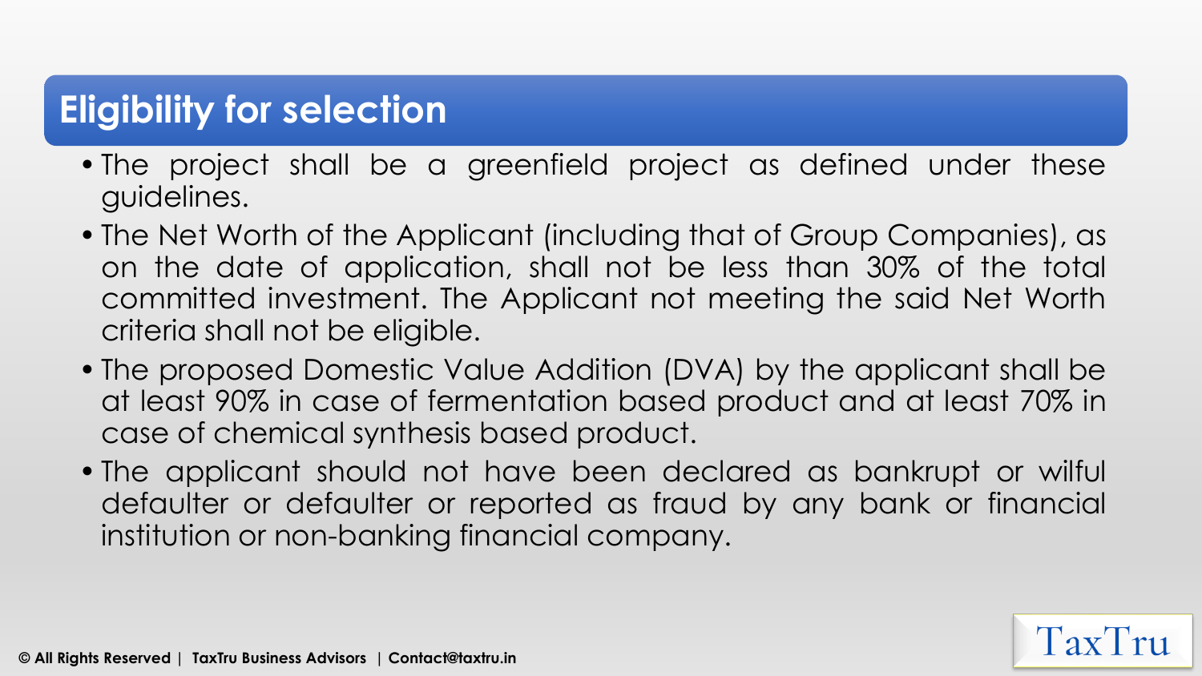## Eligibility for selection

- The project shall be a greenfield project as defined under these guidelines.
- The Net Worth of the Applicant (including that of Group Companies), as on the date of application, shall not be less than 30% of the total committed investment. The Applicant not meeting the said Net Worth criteria shall not be eligible.
- The proposed Domestic Value Addition (DVA) by the applicant shall be at least 90% in case of fermentation based product and at least 70% in case of chemical synthesis based product.
- The applicant should not have been declared as bankrupt or wilful defaulter or defaulter or reported as fraud by any bank or financial institution or non-banking financial company.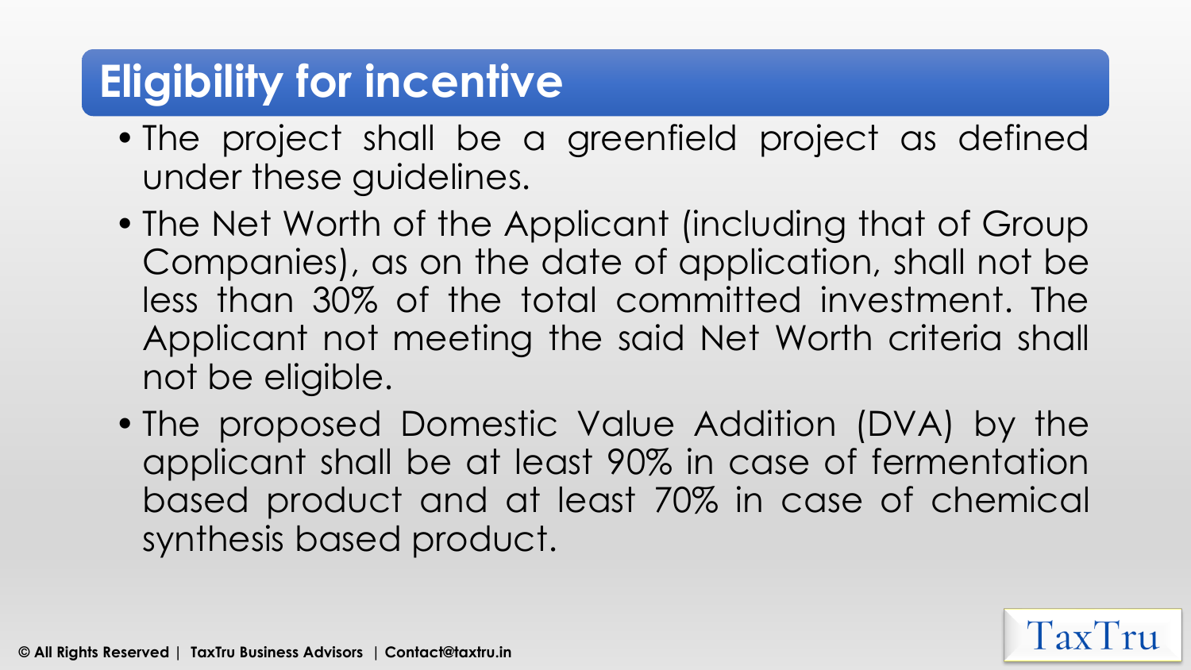# Eligibility for incentive

- The project shall be a greenfield project as defined under these guidelines.
- The Net Worth of the Applicant (including that of Group Companies), as on the date of application, shall not be less than 30% of the total committed investment. The Applicant not meeting the said Net Worth criteria shall not be eligible.
- The proposed Domestic Value Addition (DVA) by the applicant shall be at least 90% in case of fermentation based product and at least 70% in case of chemical synthesis based product.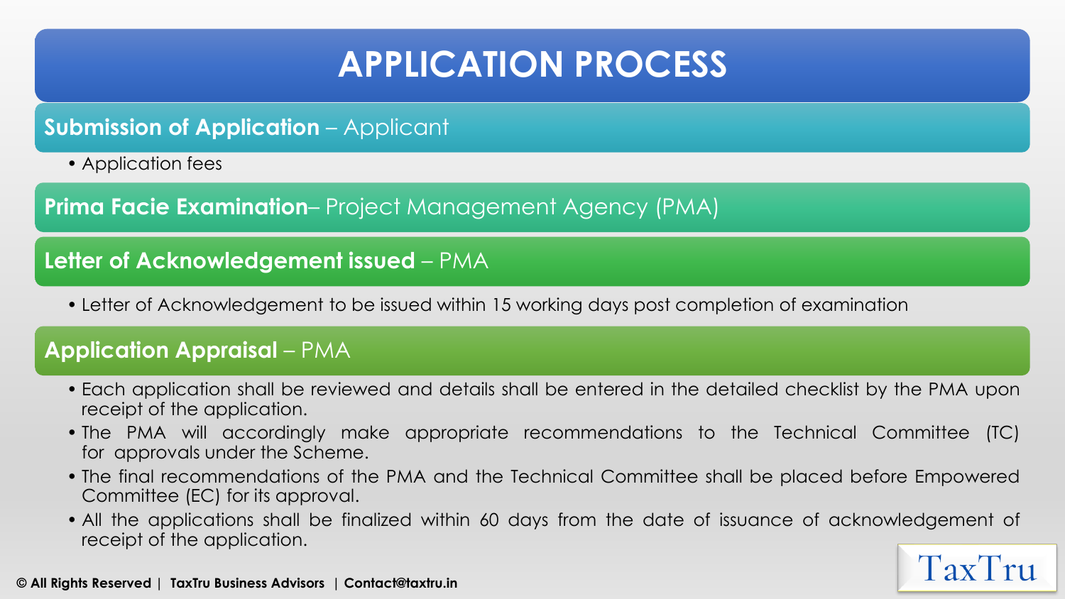# APPLICATION PROCESS

## **Submission of Application** – Applicant

- Application fees

## **Prima Facie Examination**– Project Management Agency (PMA)

## **Letter of Acknowledgement issued** – PMA

- Letter of Acknowledgement to be issued within 15 working days post completion of examination

## **Application Appraisal** – PMA

- Each application shall be reviewed and details shall be entered in the detailed checklist by the PMA upon receipt of the application.
- The PMA will accordingly make appropriate recommendations to the Technical Committee (TC) for approvals under the Scheme.
- The final recommendations of the PMA and the Technical Committee shall be placed before Empowered Committee (EC) for its approval.
- All the applications shall be finalized within 60 days from the date of issuance of acknowledgement of receipt of the application.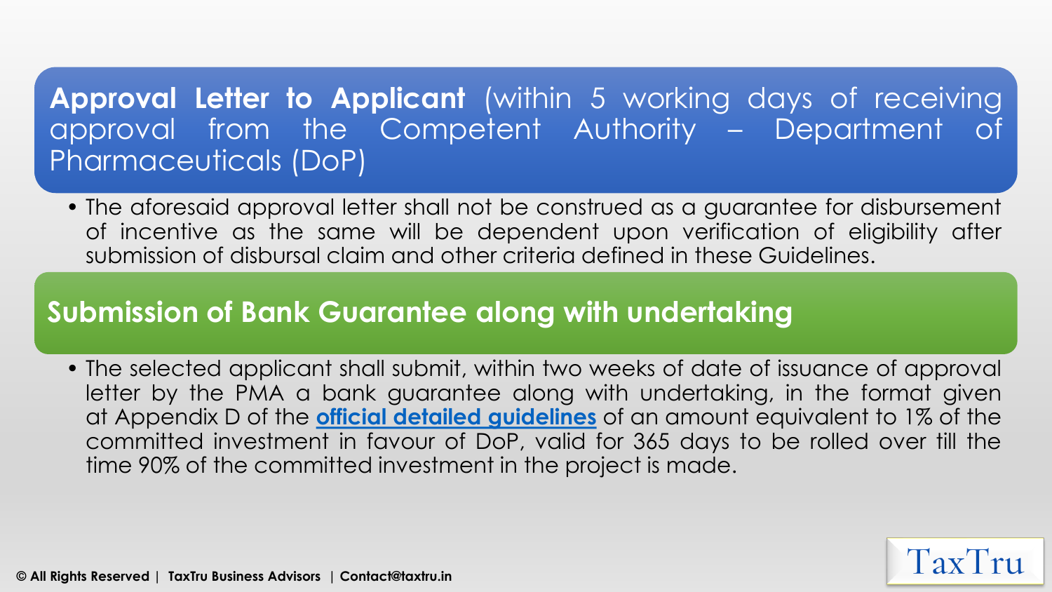## **Approval Letter to Applicant** (within 5 working days of receiving approval from the Competent Authority – Department of Pharmaceuticals (DoP)

- The aforesaid approval letter shall not be construed as a guarantee for disbursement of incentive as the same will be dependent upon verification of eligibility after submission of disbursal claim and other criteria defined in these Guidelines.

## **Submission of Bank Guarantee along with undertaking**

- The selected applicant shall submit, within two weeks of date of issuance of approval letter by the PMA a bank guarantee along with undertaking, in the format given at Appendix D of the **official detailed guidelines** of an amount equivalent to 1% of the committed investment in favour of DoP, valid for 365 days to be rolled over till the time 90% of the committed investment in the project is made.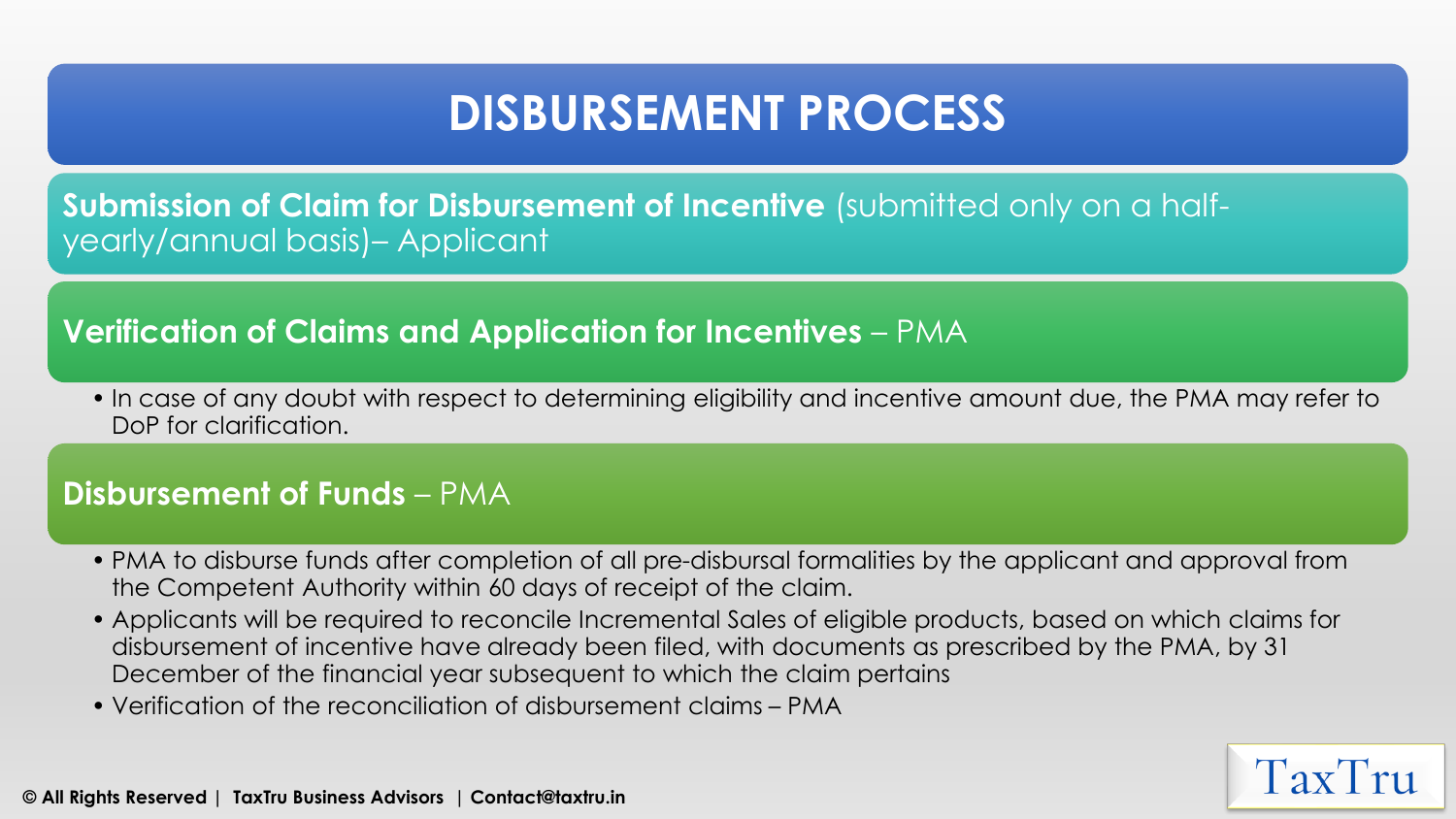# DISBURSEMENT PROCESS

**Submission of Claim for Disbursement of Incentive** (submitted only on a half-yearly/annual basis)– Applicant

**Verification of Claims and Application for Incentives** – PMA

- In case of any doubt with respect to determining eligibility and incentive amount due, the PMA may refer to DoP for clarification.

**Disbursement of Funds** – PMA

- PMA to disburse funds after completion of all pre-disbursal formalities by the applicant and approval from the Competent Authority within 60 days of receipt of the claim.
- Applicants will be required to reconcile Incremental Sales of eligible products, based on which claims for disbursement of incentive have already been filed, with documents as prescribed by the PMA, by 31 December of the financial year subsequent to which the claim pertains
- Verification of the reconciliation of disbursement claims – PMA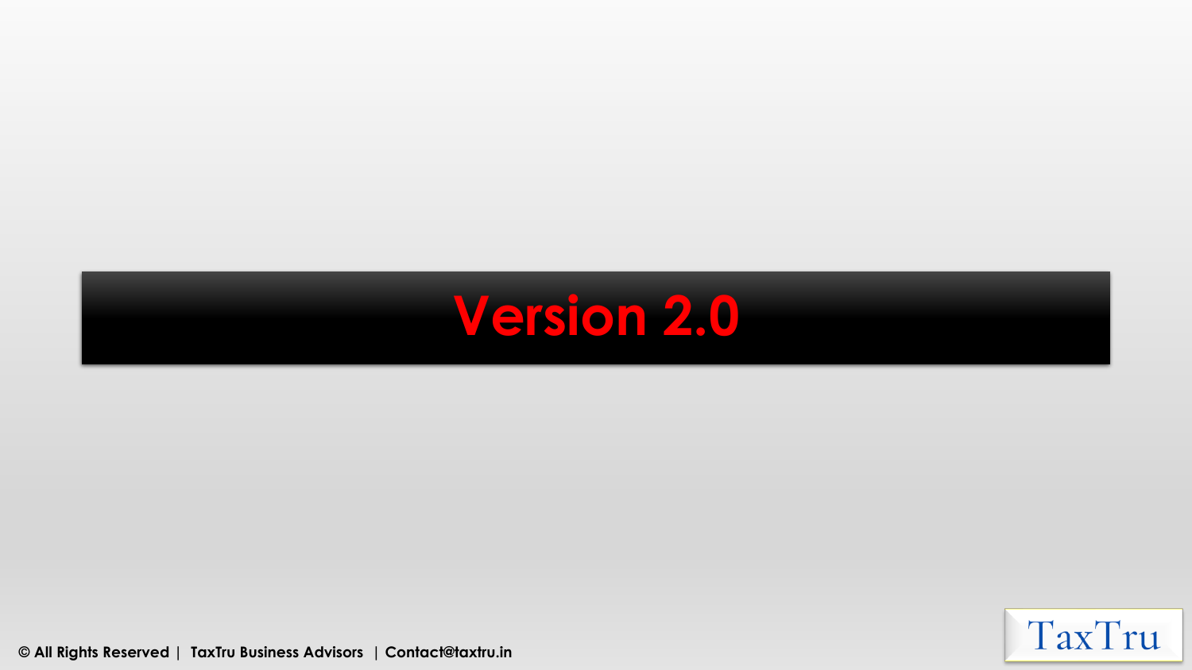# Version 2.0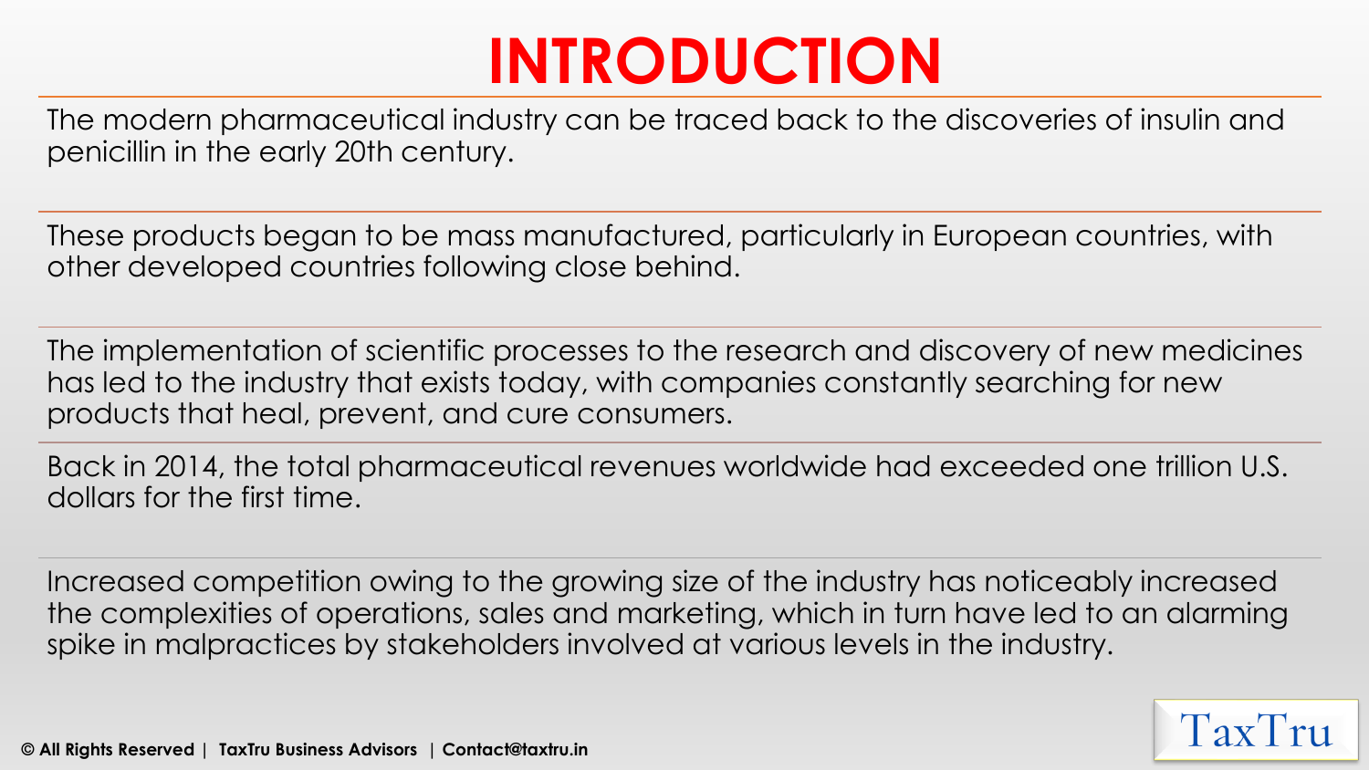# INTRODUCTION

The modern pharmaceutical industry can be traced back to the discoveries of insulin and penicillin in the early 20th century.

These products began to be mass manufactured, particularly in European countries, with other developed countries following close behind.

The implementation of scientific processes to the research and discovery of new medicines has led to the industry that exists today, with companies constantly searching for new products that heal, prevent, and cure consumers.

Back in 2014, the total pharmaceutical revenues worldwide had exceeded one trillion U.S. dollars for the first time.

Increased competition owing to the growing size of the industry has noticeably increased the complexities of operations, sales and marketing, which in turn have led to an alarming spike in malpractices by stakeholders involved at various levels in the industry.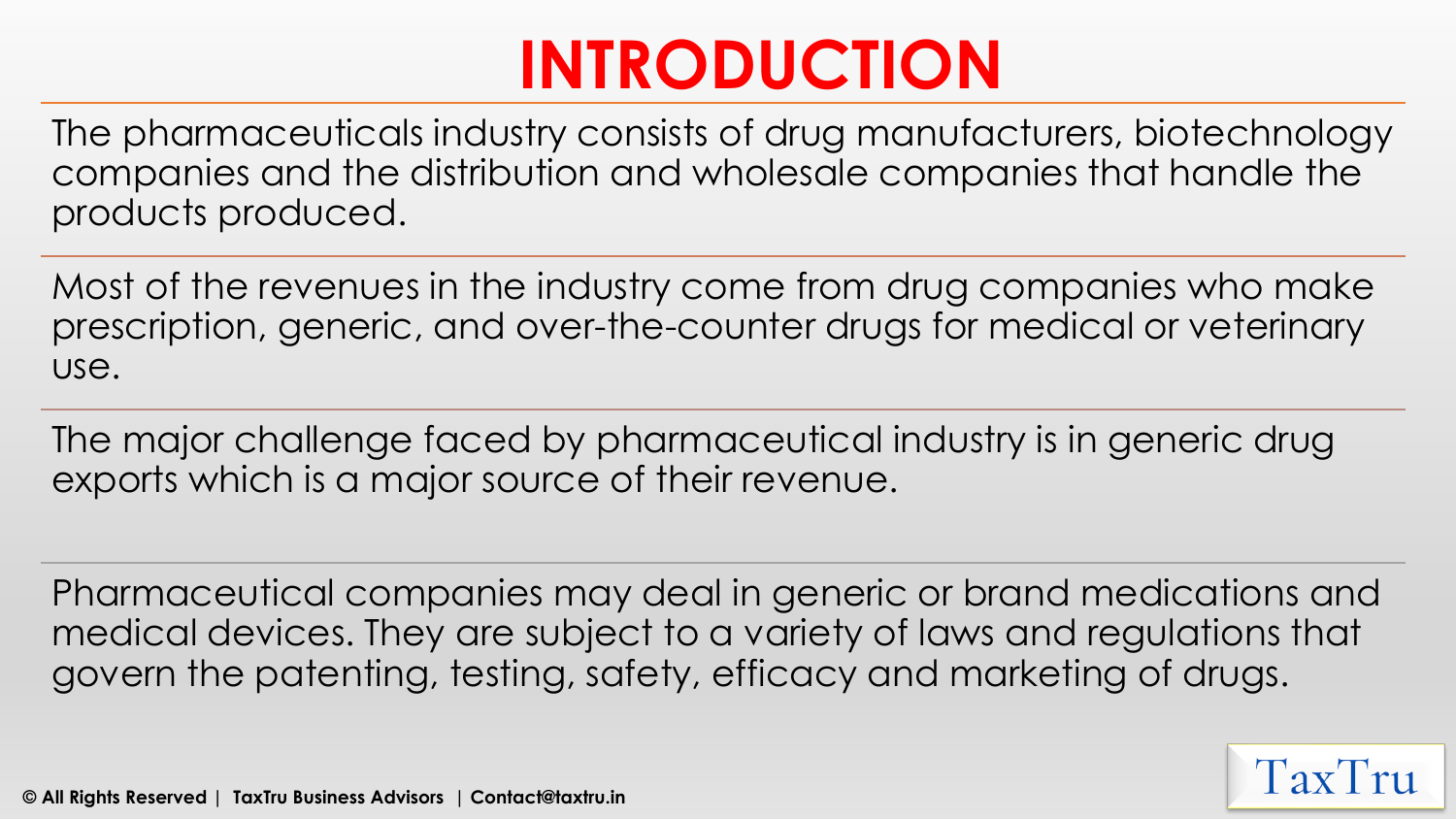# INTRODUCTION

The pharmaceuticals industry consists of drug manufacturers, biotechnology companies and the distribution and wholesale companies that handle the products produced.

Most of the revenues in the industry come from drug companies who make prescription, generic, and over-the-counter drugs for medical or veterinary use.

The major challenge faced by pharmaceutical industry is in generic drug exports which is a major source of their revenue.

Pharmaceutical companies may deal in generic or brand medications and medical devices. They are subject to a variety of laws and regulations that govern the patenting, testing, safety, efficacy and marketing of drugs.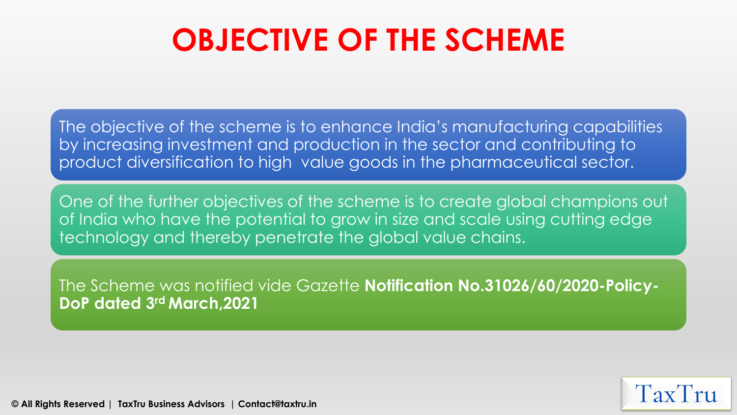# OBJECTIVE OF THE SCHEME

The objective of the scheme is to enhance India's manufacturing capabilities by increasing investment and production in the sector and contributing to product diversification to high value goods in the pharmaceutical sector.

One of the further objectives of the scheme is to create global champions out of India who have the potential to grow in size and scale using cutting edge technology and thereby penetrate the global value chains.

The Scheme was notified vide Gazette **Notification No.31026/60/2020-Policy-DoP dated 3rd March,2021**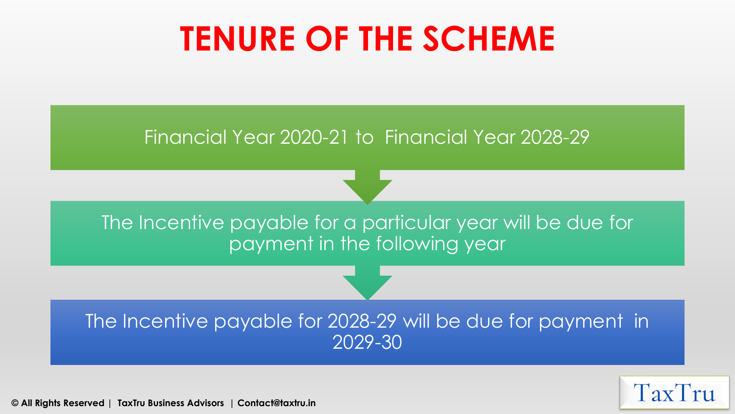# TENURE OF THE SCHEME

Financial Year 2020-21 to Financial Year 2028-29

The Incentive payable for a particular year will be due for payment in the following year

The Incentive payable for 2028-29 will be due for payment in 2029-30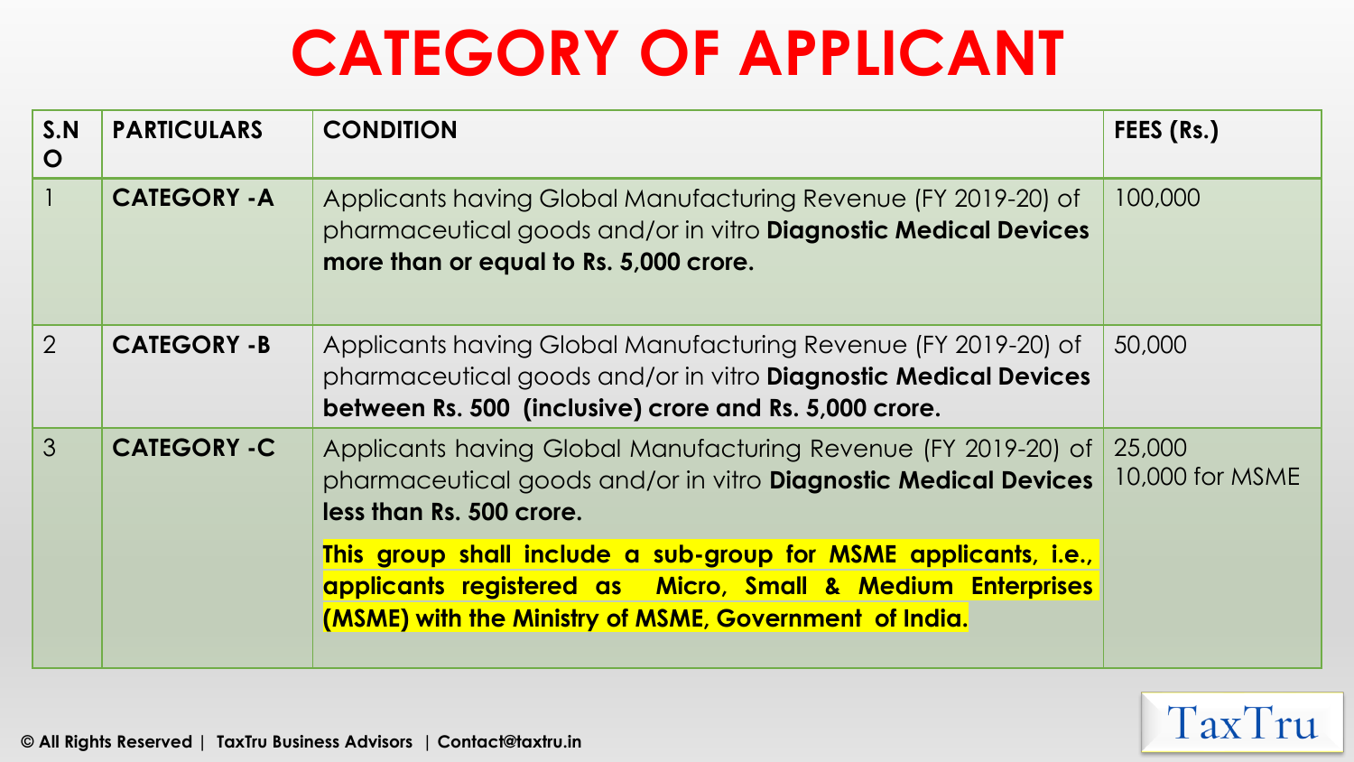# CATEGORY OF APPLICANT

| S.NO | PARTICULARS | CONDITION | FEES (Rs.) |
|---|---|---|---|
| 1 | **CATEGORY -A** | Applicants having Global Manufacturing Revenue (FY 2019-20) of pharmaceutical goods and/or in vitro **Diagnostic Medical Devices more than or equal to Rs. 5,000 crore.** | 100,000 |
| 2 | **CATEGORY -B** | Applicants having Global Manufacturing Revenue (FY 2019-20) of pharmaceutical goods and/or in vitro **Diagnostic Medical Devices between Rs. 500 (inclusive) crore and Rs. 5,000 crore.** | 50,000 |
| 3 | **CATEGORY -C** | Applicants having Global Manufacturing Revenue (FY 2019-20) of pharmaceutical goods and/or in vitro **Diagnostic Medical Devices less than Rs. 500 crore.** **This group shall include a sub-group for MSME applicants, i.e., applicants registered as Micro, Small & Medium Enterprises (MSME) with the Ministry of MSME, Government of India.** | 25,000 10,000 for MSME |

© All Rights Reserved | TaxTru Business Advisors | Contact@taxtru.in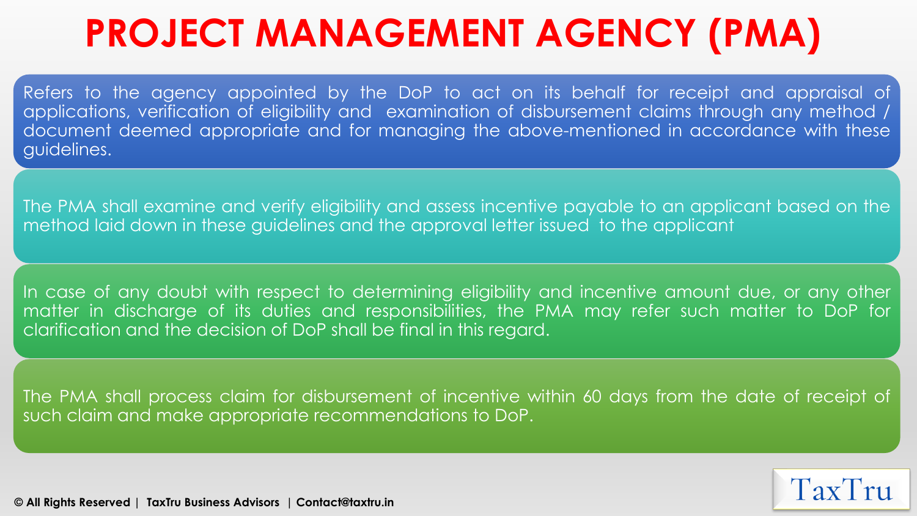# PROJECT MANAGEMENT AGENCY (PMA)

Refers to the agency appointed by the DoP to act on its behalf for receipt and appraisal of applications, verification of eligibility and examination of disbursement claims through any method / document deemed appropriate and for managing the above-mentioned in accordance with these guidelines.

The PMA shall examine and verify eligibility and assess incentive payable to an applicant based on the method laid down in these guidelines and the approval letter issued to the applicant

In case of any doubt with respect to determining eligibility and incentive amount due, or any other matter in discharge of its duties and responsibilities, the PMA may refer such matter to DoP for clarification and the decision of DoP shall be final in this regard.

The PMA shall process claim for disbursement of incentive within 60 days from the date of receipt of such claim and make appropriate recommendations to DoP.

**© All Rights Reserved | TaxTru Business Advisors | Contact@taxtru.in**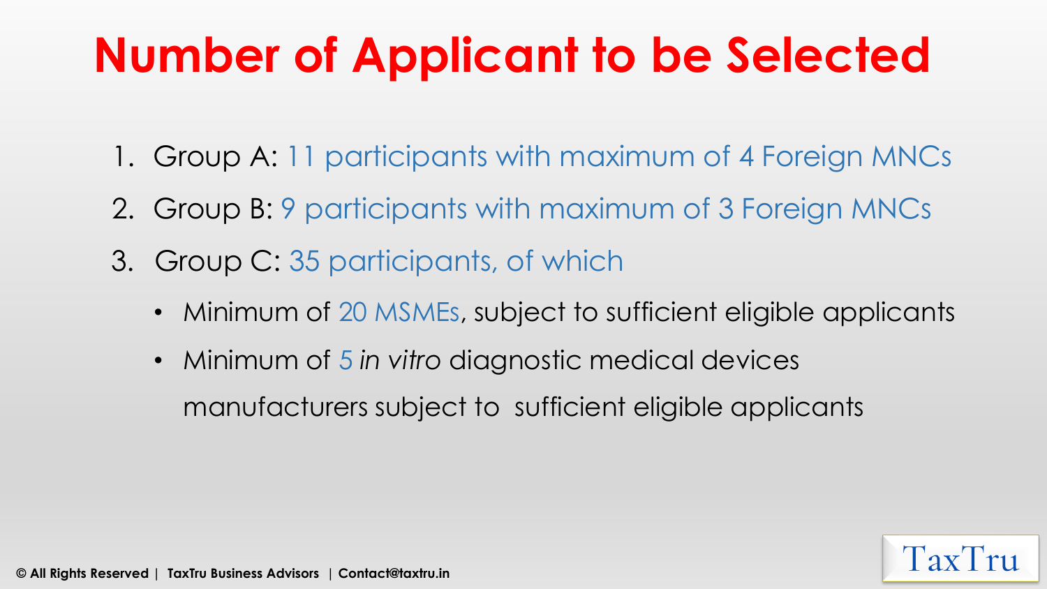# Number of Applicant to be Selected

1. Group A: 11 participants with maximum of 4 Foreign MNCs
2. Group B: 9 participants with maximum of 3 Foreign MNCs
3. Group C: 35 participants, of which
   - Minimum of 20 MSMEs, subject to sufficient eligible applicants
   - Minimum of 5 *in vitro* diagnostic medical devices manufacturers subject to sufficient eligible applicants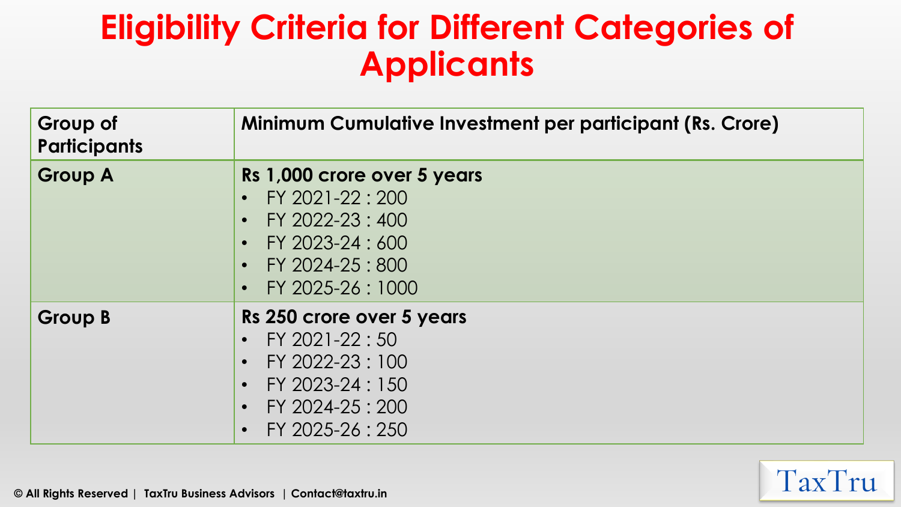# Eligibility Criteria for Different Categories of Applicants

| Group of Participants | Minimum Cumulative Investment per participant (Rs. Crore) |
|---|---|
| **Group A** | **Rs 1,000 crore over 5 years**<br>• FY 2021-22 : 200<br>• FY 2022-23 : 400<br>• FY 2023-24 : 600<br>• FY 2024-25 : 800<br>• FY 2025-26 : 1000 |
| **Group B** | **Rs 250 crore over 5 years**<br>• FY 2021-22 : 50<br>• FY 2022-23 : 100<br>• FY 2023-24 : 150<br>• FY 2024-25 : 200<br>• FY 2025-26 : 250 |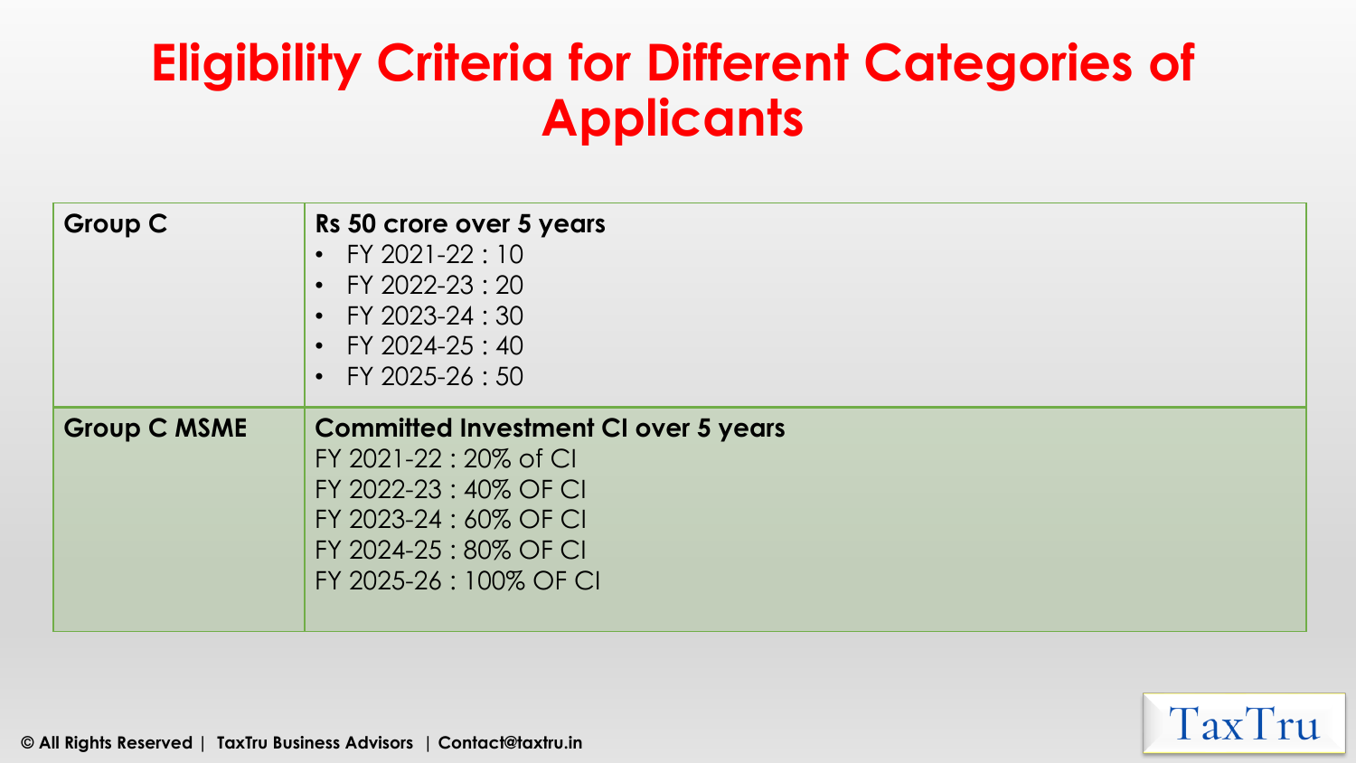# Eligibility Criteria for Different Categories of Applicants

| | |
|---|---|
| **Group C** | **Rs 50 crore over 5 years**<br>• FY 2021-22 : 10<br>• FY 2022-23 : 20<br>• FY 2023-24 : 30<br>• FY 2024-25 : 40<br>• FY 2025-26 : 50 |
| **Group C MSME** | **Committed Investment CI over 5 years**<br>FY 2021-22 : 20% of CI<br>FY 2022-23 : 40% OF CI<br>FY 2023-24 : 60% OF CI<br>FY 2024-25 : 80% OF CI<br>FY 2025-26 : 100% OF CI |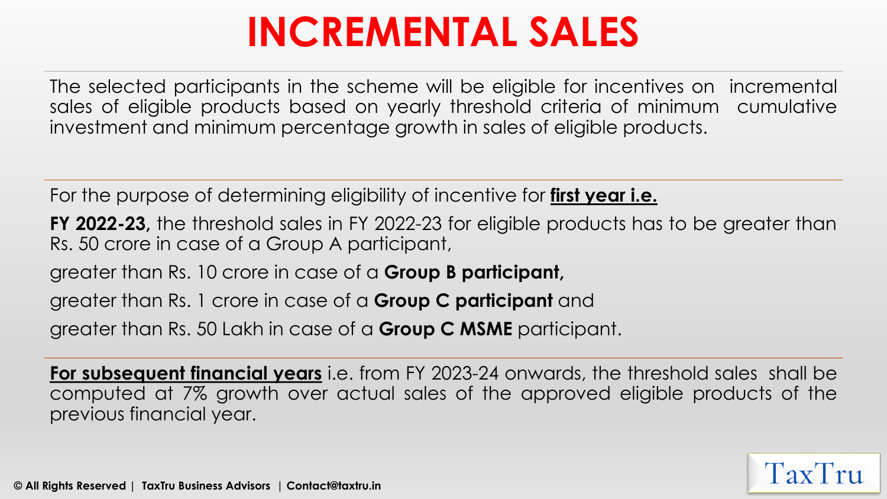# INCREMENTAL SALES

The selected participants in the scheme will be eligible for incentives on incremental sales of eligible products based on yearly threshold criteria of minimum cumulative investment and minimum percentage growth in sales of eligible products.

For the purpose of determining eligibility of incentive for **first year i.e.**

**FY 2022-23,** the threshold sales in FY 2022-23 for eligible products has to be greater than Rs. 50 crore in case of a Group A participant,

greater than Rs. 10 crore in case of a **Group B participant,**

greater than Rs. 1 crore in case of a **Group C participant** and

greater than Rs. 50 Lakh in case of a **Group C MSME** participant.

**For subsequent financial years** i.e. from FY 2023-24 onwards, the threshold sales shall be computed at 7% growth over actual sales of the approved eligible products of the previous financial year.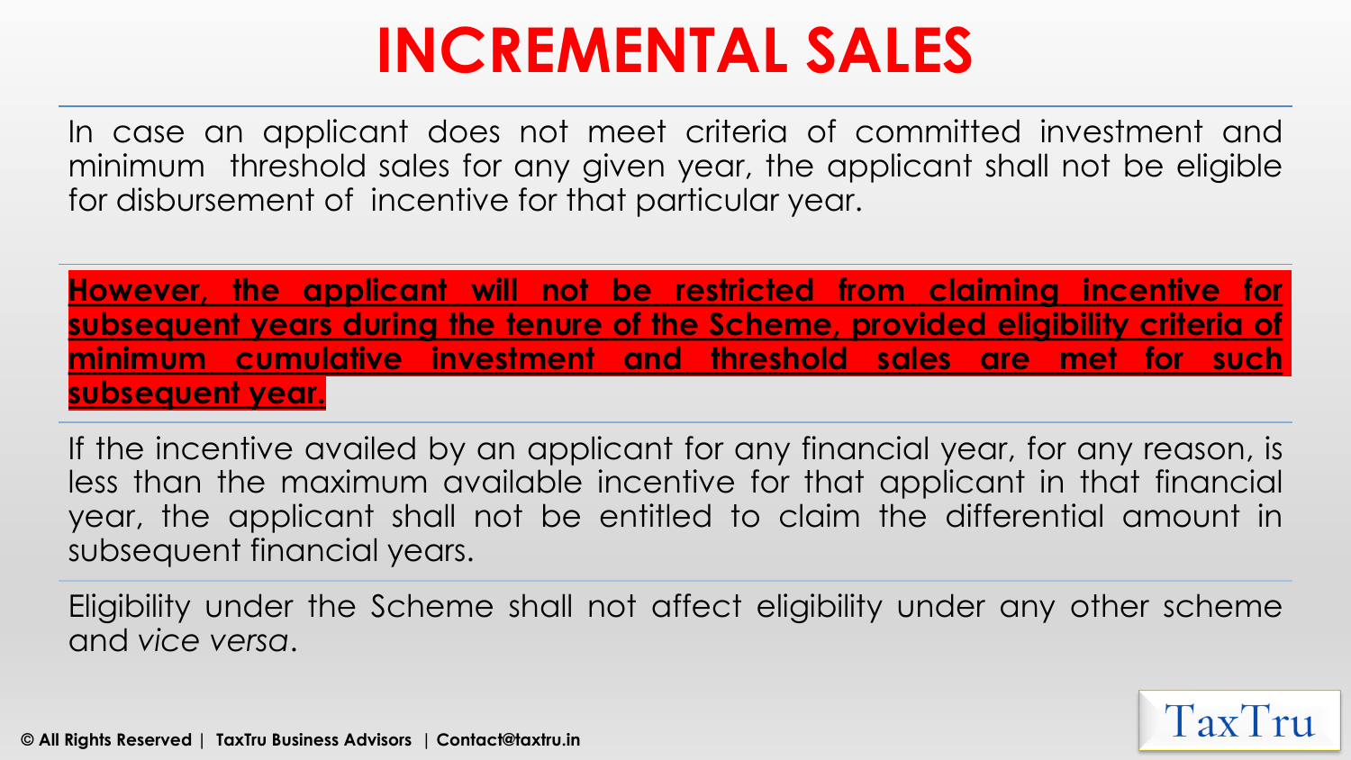# INCREMENTAL SALES

In case an applicant does not meet criteria of committed investment and minimum threshold sales for any given year, the applicant shall not be eligible for disbursement of incentive for that particular year.

**However, the applicant will not be restricted from claiming incentive for subsequent years during the tenure of the Scheme, provided eligibility criteria of minimum cumulative investment and threshold sales are met for such subsequent year.**

If the incentive availed by an applicant for any financial year, for any reason, is less than the maximum available incentive for that applicant in that financial year, the applicant shall not be entitled to claim the differential amount in subsequent financial years.

Eligibility under the Scheme shall not affect eligibility under any other scheme and *vice versa*.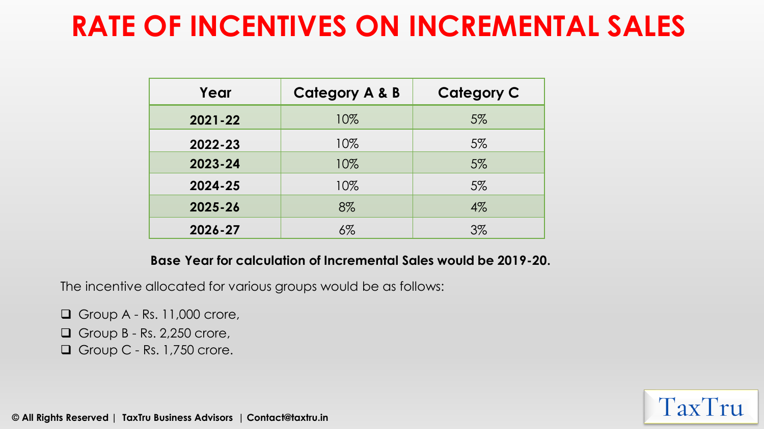# RATE OF INCENTIVES ON INCREMENTAL SALES

| Year | Category A & B | Category C |
|---|---|---|
| **2021-22** | 10% | 5% |
| **2022-23** | 10% | 5% |
| **2023-24** | 10% | 5% |
| **2024-25** | 10% | 5% |
| **2025-26** | 8% | 4% |
| **2026-27** | 6% | 3% |

**Base Year for calculation of Incremental Sales would be 2019-20.**

The incentive allocated for various groups would be as follows:

- Group A - Rs. 11,000 crore,
- Group B - Rs. 2,250 crore,
- Group C - Rs. 1,750 crore.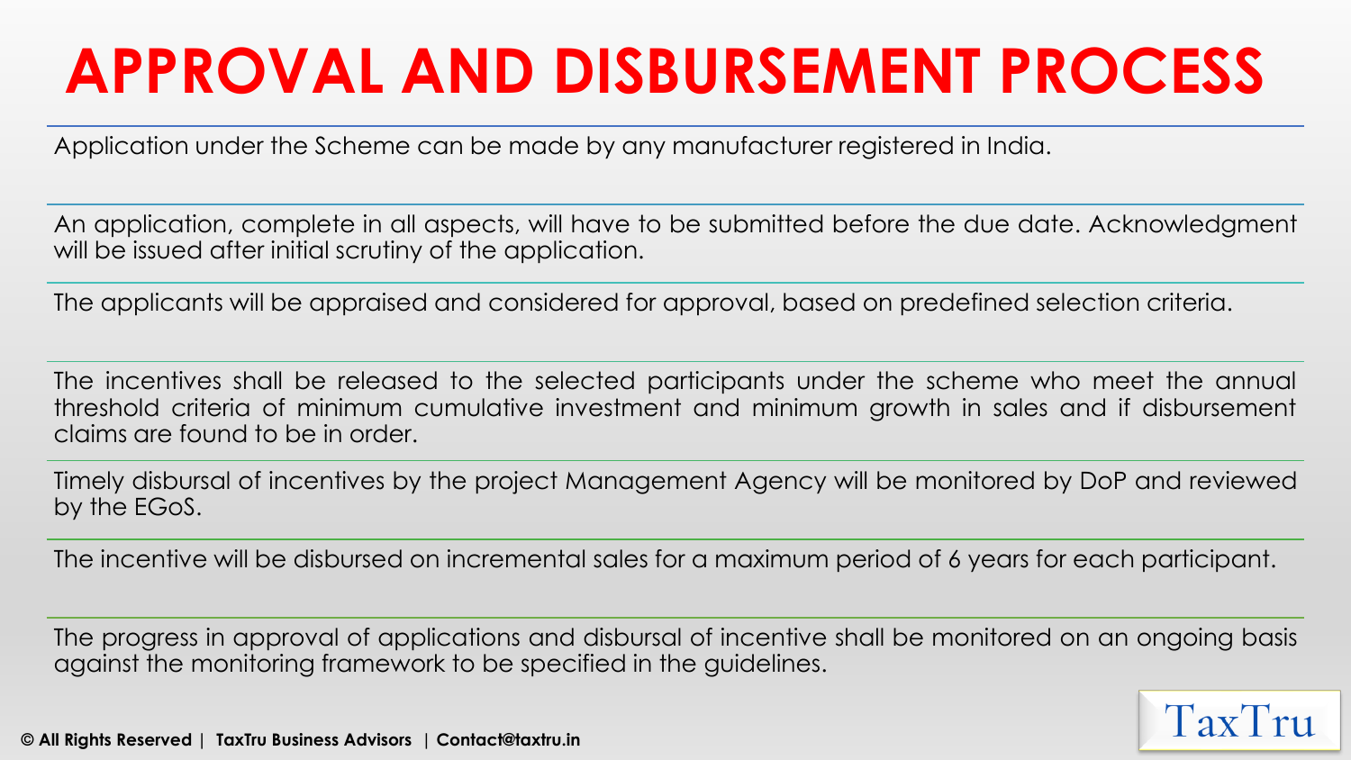# APPROVAL AND DISBURSEMENT PROCESS

Application under the Scheme can be made by any manufacturer registered in India.

An application, complete in all aspects, will have to be submitted before the due date. Acknowledgment will be issued after initial scrutiny of the application.

The applicants will be appraised and considered for approval, based on predefined selection criteria.

The incentives shall be released to the selected participants under the scheme who meet the annual threshold criteria of minimum cumulative investment and minimum growth in sales and if disbursement claims are found to be in order.

Timely disbursal of incentives by the project Management Agency will be monitored by DoP and reviewed by the EGoS.

The incentive will be disbursed on incremental sales for a maximum period of 6 years for each participant.

The progress in approval of applications and disbursal of incentive shall be monitored on an ongoing basis against the monitoring framework to be specified in the guidelines.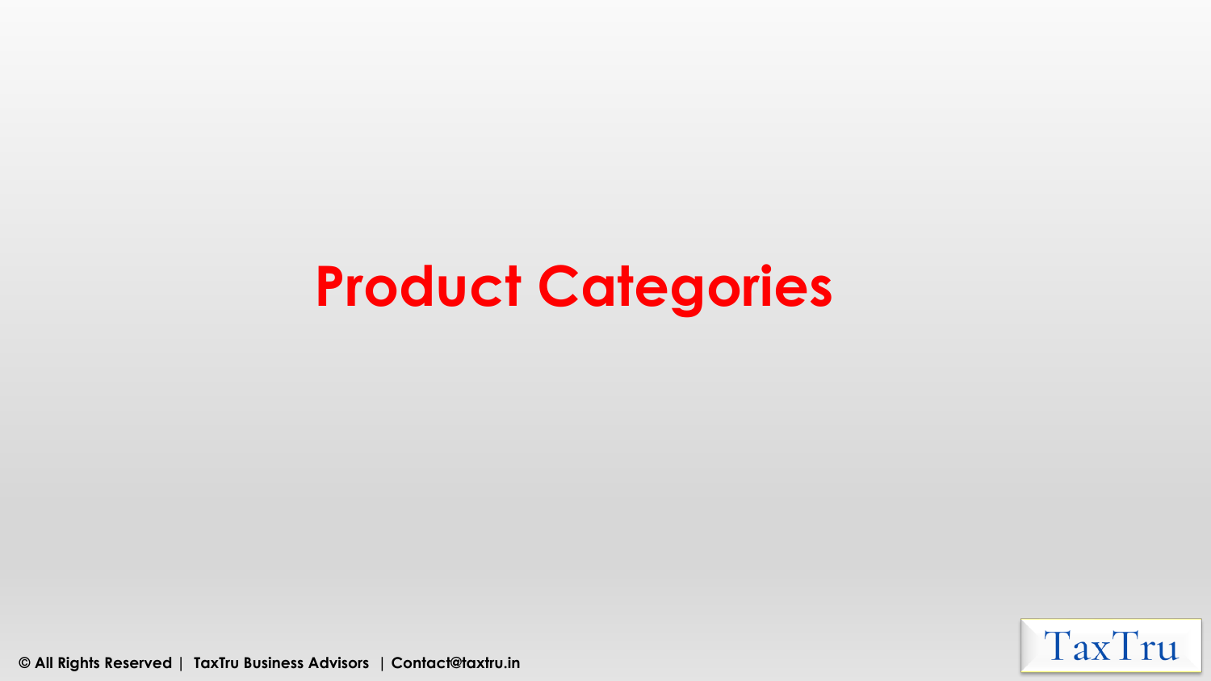# Product Categories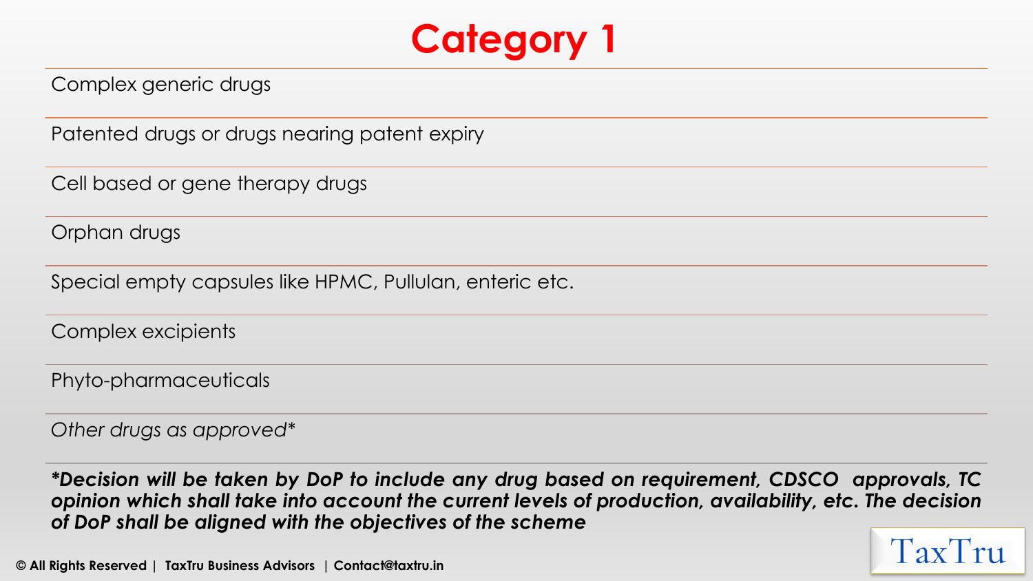# Category 1

- Complex generic drugs
- Patented drugs or drugs nearing patent expiry
- Cell based or gene therapy drugs
- Orphan drugs
- Special empty capsules like HPMC, Pullulan, enteric etc.
- Complex excipients
- Phyto-pharmaceuticals
- *Other drugs as approved**

***Decision will be taken by DoP to include any drug based on requirement, CDSCO approvals, TC opinion which shall take into account the current levels of production, availability, etc. The decision of DoP shall be aligned with the objectives of the scheme***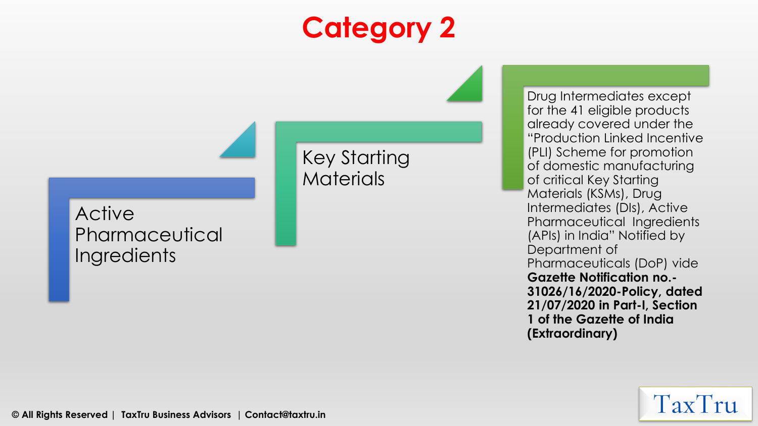# Category 2

- Active Pharmaceutical Ingredients
- Key Starting Materials
- Drug Intermediates except for the 41 eligible products already covered under the "Production Linked Incentive (PLI) Scheme for promotion of domestic manufacturing of critical Key Starting Materials (KSMs), Drug Intermediates (DIs), Active Pharmaceutical Ingredients (APIs) in India" Notified by Department of Pharmaceuticals (DoP) vide **Gazette Notification no.- 31026/16/2020-Policy, dated 21/07/2020 in Part-I, Section 1 of the Gazette of India (Extraordinary)**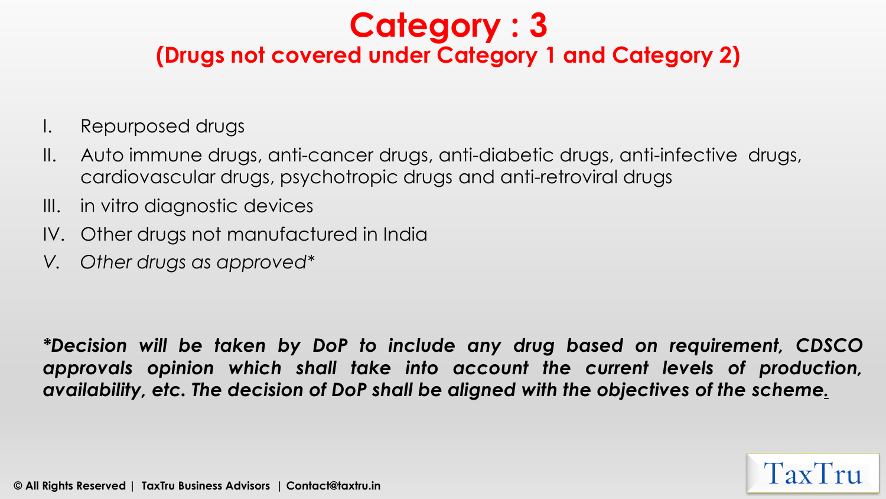# Category : 3

## (Drugs not covered under Category 1 and Category 2)

I. Repurposed drugs

II. Auto immune drugs, anti-cancer drugs, anti-diabetic drugs, anti-infective drugs, cardiovascular drugs, psychotropic drugs and anti-retroviral drugs

III. in vitro diagnostic devices

IV. Other drugs not manufactured in India

*V. Other drugs as approved**

***Decision will be taken by DoP to include any drug based on requirement, CDSCO approvals opinion which shall take into account the current levels of production, availability, etc. The decision of DoP shall be aligned with the objectives of the scheme.***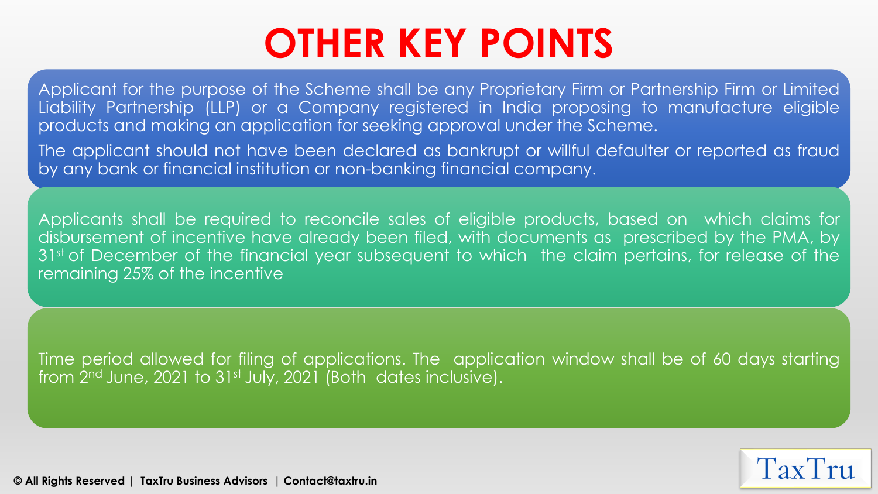# OTHER KEY POINTS

Applicant for the purpose of the Scheme shall be any Proprietary Firm or Partnership Firm or Limited Liability Partnership (LLP) or a Company registered in India proposing to manufacture eligible products and making an application for seeking approval under the Scheme.

The applicant should not have been declared as bankrupt or willful defaulter or reported as fraud by any bank or financial institution or non-banking financial company.

Applicants shall be required to reconcile sales of eligible products, based on which claims for disbursement of incentive have already been filed, with documents as prescribed by the PMA, by 31st of December of the financial year subsequent to which the claim pertains, for release of the remaining 25% of the incentive

Time period allowed for filing of applications. The application window shall be of 60 days starting from 2nd June, 2021 to 31st July, 2021 (Both dates inclusive).

**© All Rights Reserved | TaxTru Business Advisors | Contact@taxtru.in**

TaxTru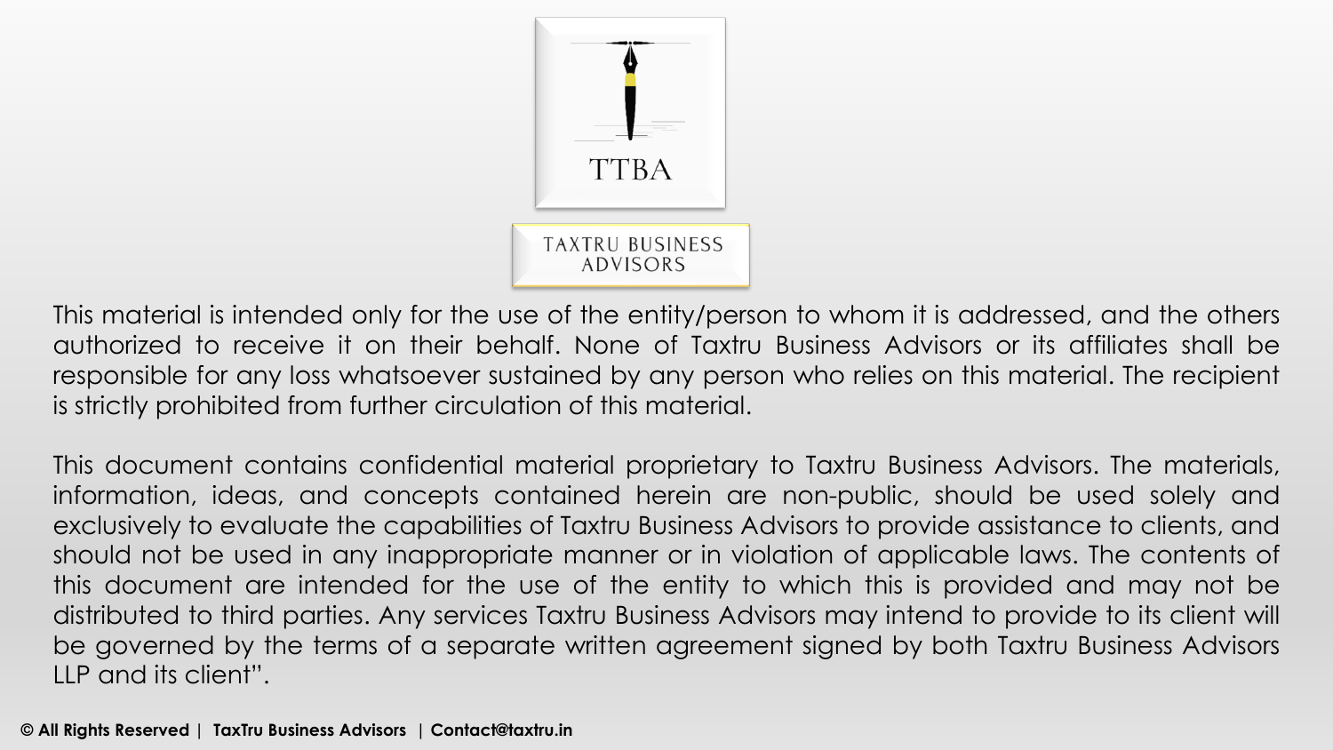TTBA

TAXTRU BUSINESS ADVISORS

This material is intended only for the use of the entity/person to whom it is addressed, and the others authorized to receive it on their behalf. None of Taxtru Business Advisors or its affiliates shall be responsible for any loss whatsoever sustained by any person who relies on this material. The recipient is strictly prohibited from further circulation of this material.

This document contains confidential material proprietary to Taxtru Business Advisors. The materials, information, ideas, and concepts contained herein are non-public, should be used solely and exclusively to evaluate the capabilities of Taxtru Business Advisors to provide assistance to clients, and should not be used in any inappropriate manner or in violation of applicable laws. The contents of this document are intended for the use of the entity to which this is provided and may not be distributed to third parties. Any services Taxtru Business Advisors may intend to provide to its client will be governed by the terms of a separate written agreement signed by both Taxtru Business Advisors LLP and its client".

**© All Rights Reserved | TaxTru Business Advisors | Contact@taxtru.in**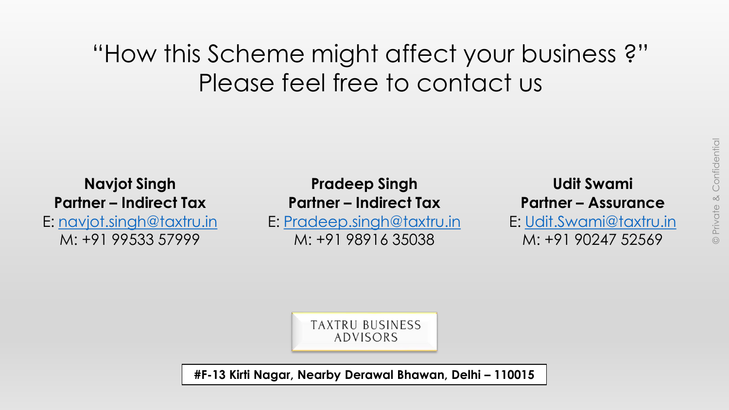# “How this Scheme might affect your business ?” Please feel free to contact us

**Navjot Singh**
**Partner – Indirect Tax**
E: navjot.singh@taxtru.in
M: +91 99533 57999

**Pradeep Singh**
**Partner – Indirect Tax**
E: Pradeep.singh@taxtru.in
M: +91 98916 35038

**Udit Swami**
**Partner – Assurance**
E: Udit.Swami@taxtru.in
M: +91 90247 52569

TAXTRU BUSINESS ADVISORS

**#F-13 Kirti Nagar, Nearby Derawal Bhawan, Delhi – 110015**

© Private & Confidential